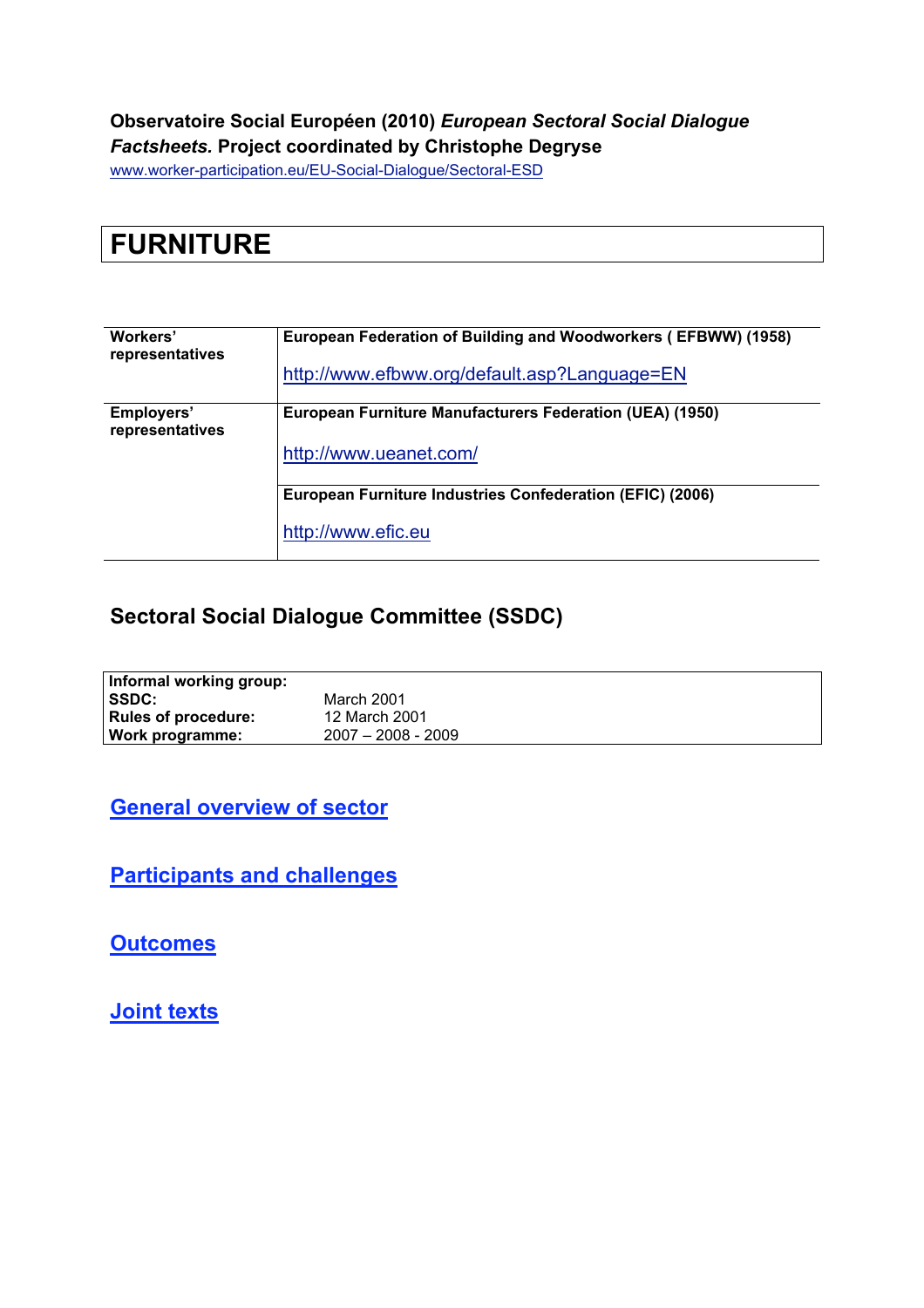**Observatoire Social Européen (2010)** ***European Sectoral Social Dialogue Factsheets.*** **Project coordinated by Christophe Degryse**

[www.worker-participation.eu/EU-Social-Dialogue/Sectoral-ESD](http://www.worker-participation.eu/EU-Social-Dialogue/Sectoral-ESD)

# FURNITURE

| | |
|---|---|
| **Workers' representatives** | **European Federation of Building and Woodworkers ( EFBWW) (1958)**<br><br>[http://www.efbww.org/default.asp?Language=EN](http://www.efbww.org/default.asp?Language=EN) |
| **Employers' representatives** | **European Furniture Manufacturers Federation (UEA) (1950)**<br><br>[http://www.ueanet.com/](http://www.ueanet.com/) |
| | **European Furniture Industries Confederation (EFIC) (2006)**<br><br>[http://www.efic.eu](http://www.efic.eu) |

## Sectoral Social Dialogue Committee (SSDC)

| | |
|---|---|
| **Informal working group:** | |
| **SSDC:** | March 2001 |
| **Rules of procedure:** | 12 March 2001 |
| **Work programme:** | 2007 – 2008 - 2009 |

## General overview of sector

## Participants and challenges

## Outcomes

## Joint texts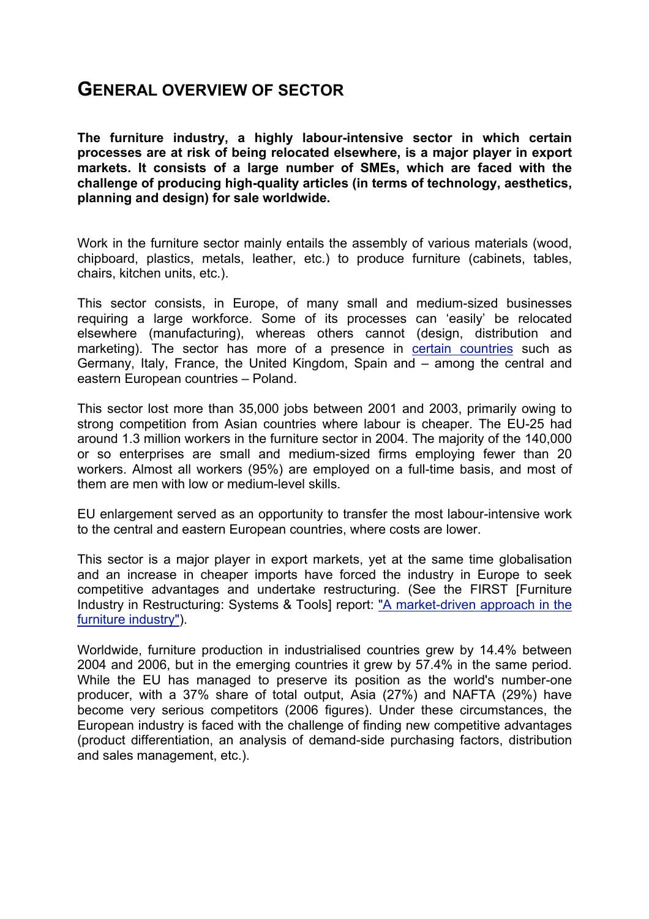# General overview of sector

**The furniture industry, a highly labour-intensive sector in which certain processes are at risk of being relocated elsewhere, is a major player in export markets. It consists of a large number of SMEs, which are faced with the challenge of producing high-quality articles (in terms of technology, aesthetics, planning and design) for sale worldwide.**

Work in the furniture sector mainly entails the assembly of various materials (wood, chipboard, plastics, metals, leather, etc.) to produce furniture (cabinets, tables, chairs, kitchen units, etc.).

This sector consists, in Europe, of many small and medium-sized businesses requiring a large workforce. Some of its processes can 'easily' be relocated elsewhere (manufacturing), whereas others cannot (design, distribution and marketing). The sector has more of a presence in certain countries such as Germany, Italy, France, the United Kingdom, Spain and – among the central and eastern European countries – Poland.

This sector lost more than 35,000 jobs between 2001 and 2003, primarily owing to strong competition from Asian countries where labour is cheaper. The EU-25 had around 1.3 million workers in the furniture sector in 2004. The majority of the 140,000 or so enterprises are small and medium-sized firms employing fewer than 20 workers. Almost all workers (95%) are employed on a full-time basis, and most of them are men with low or medium-level skills.

EU enlargement served as an opportunity to transfer the most labour-intensive work to the central and eastern European countries, where costs are lower.

This sector is a major player in export markets, yet at the same time globalisation and an increase in cheaper imports have forced the industry in Europe to seek competitive advantages and undertake restructuring. (See the FIRST [Furniture Industry in Restructuring: Systems & Tools] report: "A market-driven approach in the furniture industry").

Worldwide, furniture production in industrialised countries grew by 14.4% between 2004 and 2006, but in the emerging countries it grew by 57.4% in the same period. While the EU has managed to preserve its position as the world's number-one producer, with a 37% share of total output, Asia (27%) and NAFTA (29%) have become very serious competitors (2006 figures). Under these circumstances, the European industry is faced with the challenge of finding new competitive advantages (product differentiation, an analysis of demand-side purchasing factors, distribution and sales management, etc.).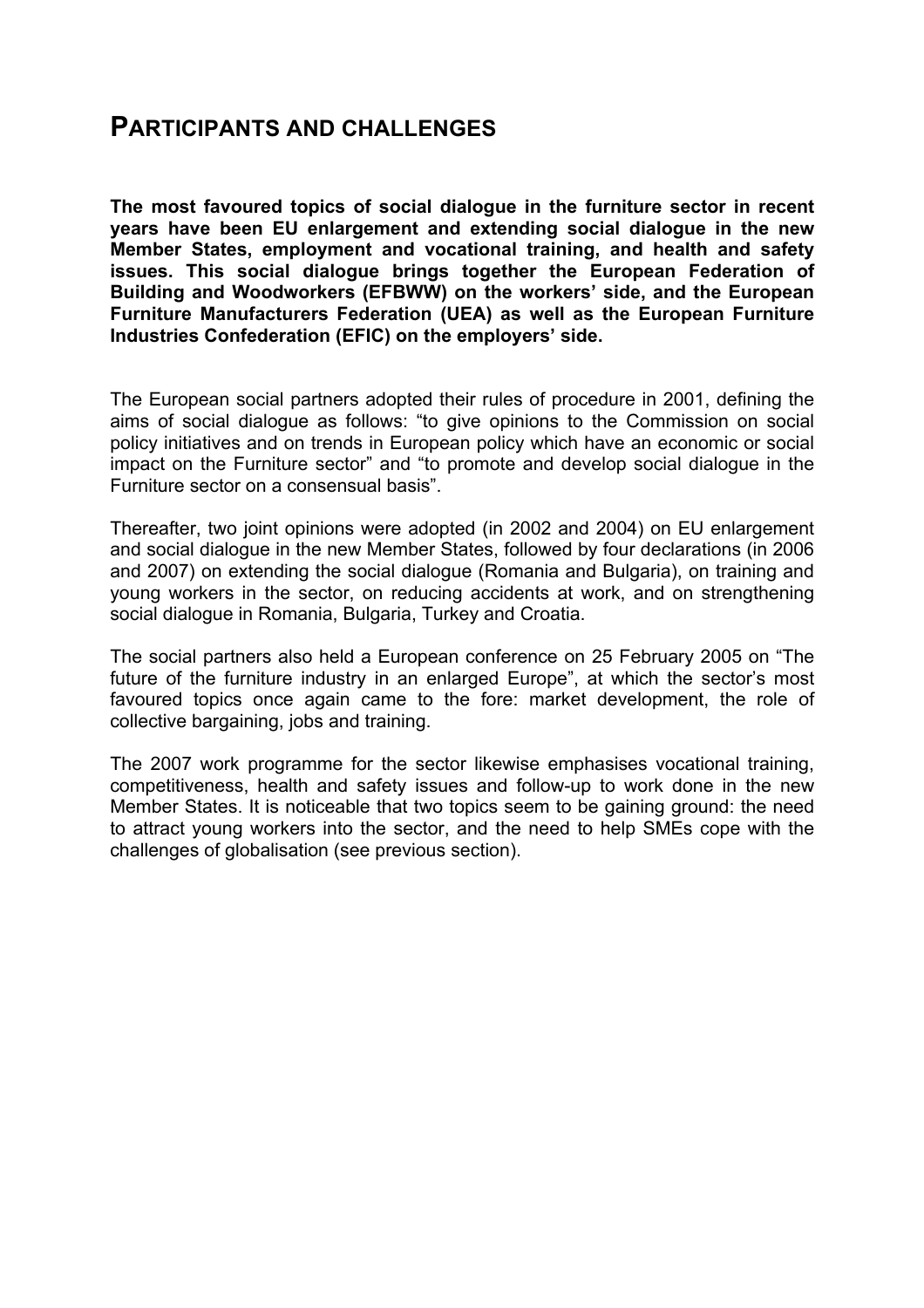# PARTICIPANTS AND CHALLENGES

**The most favoured topics of social dialogue in the furniture sector in recent years have been EU enlargement and extending social dialogue in the new Member States, employment and vocational training, and health and safety issues. This social dialogue brings together the European Federation of Building and Woodworkers (EFBWW) on the workers' side, and the European Furniture Manufacturers Federation (UEA) as well as the European Furniture Industries Confederation (EFIC) on the employers' side.**

The European social partners adopted their rules of procedure in 2001, defining the aims of social dialogue as follows: "to give opinions to the Commission on social policy initiatives and on trends in European policy which have an economic or social impact on the Furniture sector" and "to promote and develop social dialogue in the Furniture sector on a consensual basis".

Thereafter, two joint opinions were adopted (in 2002 and 2004) on EU enlargement and social dialogue in the new Member States, followed by four declarations (in 2006 and 2007) on extending the social dialogue (Romania and Bulgaria), on training and young workers in the sector, on reducing accidents at work, and on strengthening social dialogue in Romania, Bulgaria, Turkey and Croatia.

The social partners also held a European conference on 25 February 2005 on "The future of the furniture industry in an enlarged Europe", at which the sector's most favoured topics once again came to the fore: market development, the role of collective bargaining, jobs and training.

The 2007 work programme for the sector likewise emphasises vocational training, competitiveness, health and safety issues and follow-up to work done in the new Member States. It is noticeable that two topics seem to be gaining ground: the need to attract young workers into the sector, and the need to help SMEs cope with the challenges of globalisation (see previous section).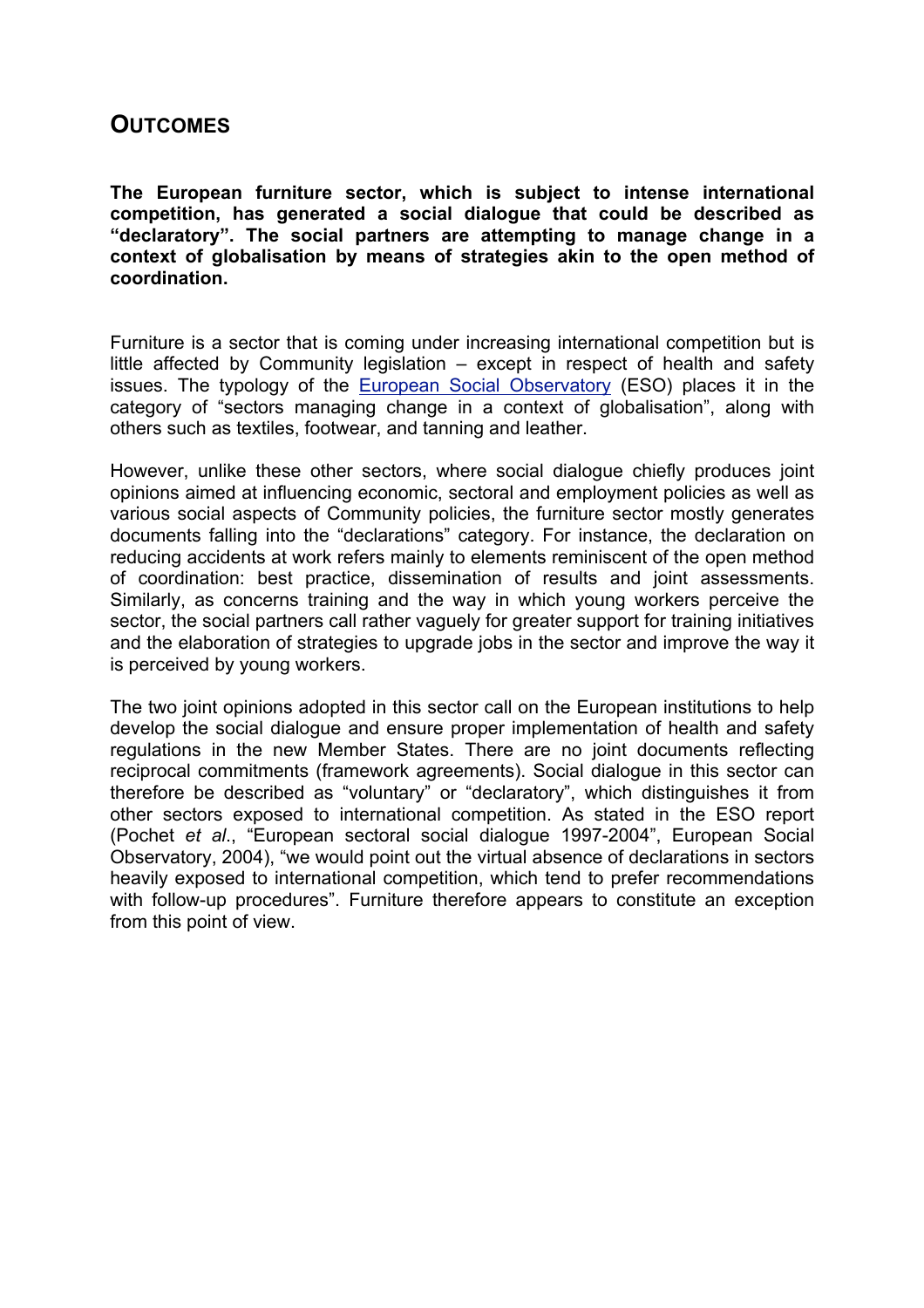## Outcomes

**The European furniture sector, which is subject to intense international competition, has generated a social dialogue that could be described as "declaratory". The social partners are attempting to manage change in a context of globalisation by means of strategies akin to the open method of coordination.**

Furniture is a sector that is coming under increasing international competition but is little affected by Community legislation – except in respect of health and safety issues. The typology of the European Social Observatory (ESO) places it in the category of "sectors managing change in a context of globalisation", along with others such as textiles, footwear, and tanning and leather.

However, unlike these other sectors, where social dialogue chiefly produces joint opinions aimed at influencing economic, sectoral and employment policies as well as various social aspects of Community policies, the furniture sector mostly generates documents falling into the "declarations" category. For instance, the declaration on reducing accidents at work refers mainly to elements reminiscent of the open method of coordination: best practice, dissemination of results and joint assessments. Similarly, as concerns training and the way in which young workers perceive the sector, the social partners call rather vaguely for greater support for training initiatives and the elaboration of strategies to upgrade jobs in the sector and improve the way it is perceived by young workers.

The two joint opinions adopted in this sector call on the European institutions to help develop the social dialogue and ensure proper implementation of health and safety regulations in the new Member States. There are no joint documents reflecting reciprocal commitments (framework agreements). Social dialogue in this sector can therefore be described as "voluntary" or "declaratory", which distinguishes it from other sectors exposed to international competition. As stated in the ESO report (Pochet *et al*., "European sectoral social dialogue 1997-2004", European Social Observatory, 2004), "we would point out the virtual absence of declarations in sectors heavily exposed to international competition, which tend to prefer recommendations with follow-up procedures". Furniture therefore appears to constitute an exception from this point of view.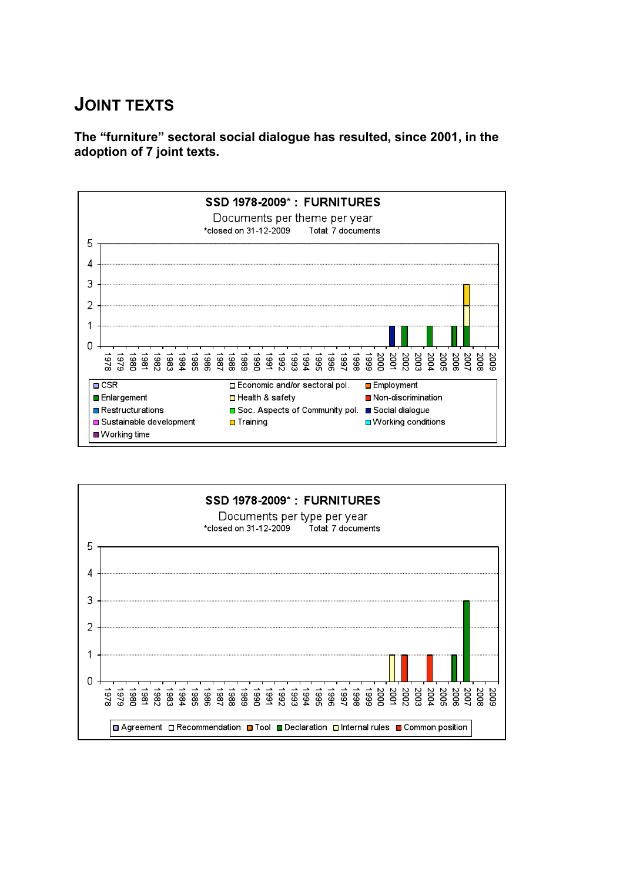# JOINT TEXTS

**The "furniture" sectoral social dialogue has resulted, since 2001, in the adoption of 7 joint texts.**

**SSD 1978-2009* : FURNITURES**

Documents per theme per year

*closed on 31-12-2009 Total: 7 documents

CSR, Economic and/or sectoral pol., Employment, Enlargement, Health & safety, Non-discrimination, Restructurations, Soc. Aspects of Community pol., Social dialogue, Sustainable development, Training, Working conditions, Working time

**SSD 1978-2009* : FURNITURES**

Documents per type per year

*closed on 31-12-2009 Total: 7 documents

Agreement, Recommendation, Tool, Declaration, Internal rules, Common position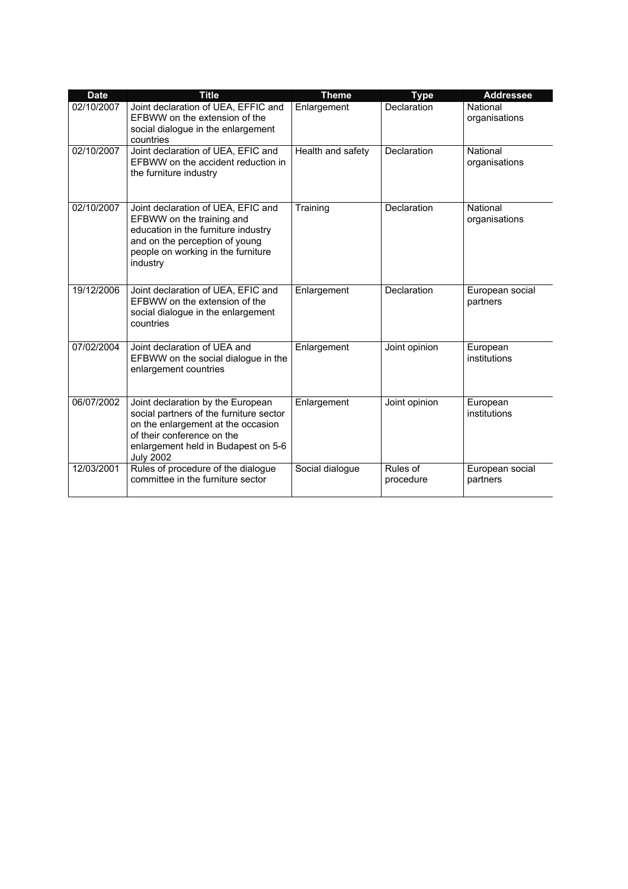| Date | Title | Theme | Type | Addressee |
| --- | --- | --- | --- | --- |
| 02/10/2007 | Joint declaration of UEA, EFFIC and EFBWW on the extension of the social dialogue in the enlargement countries | Enlargement | Declaration | National organisations |
| 02/10/2007 | Joint declaration of UEA, EFIC and EFBWW on the accident reduction in the furniture industry | Health and safety | Declaration | National organisations |
| 02/10/2007 | Joint declaration of UEA, EFIC and EFBWW on the training and education in the furniture industry and on the perception of young people on working in the furniture industry | Training | Declaration | National organisations |
| 19/12/2006 | Joint declaration of UEA, EFIC and EFBWW on the extension of the social dialogue in the enlargement countries | Enlargement | Declaration | European social partners |
| 07/02/2004 | Joint declaration of UEA and EFBWW on the social dialogue in the enlargement countries | Enlargement | Joint opinion | European institutions |
| 06/07/2002 | Joint declaration by the European social partners of the furniture sector on the enlargement at the occasion of their conference on the enlargement held in Budapest on 5-6 July 2002 | Enlargement | Joint opinion | European institutions |
| 12/03/2001 | Rules of procedure of the dialogue committee in the furniture sector | Social dialogue | Rules of procedure | European social partners |